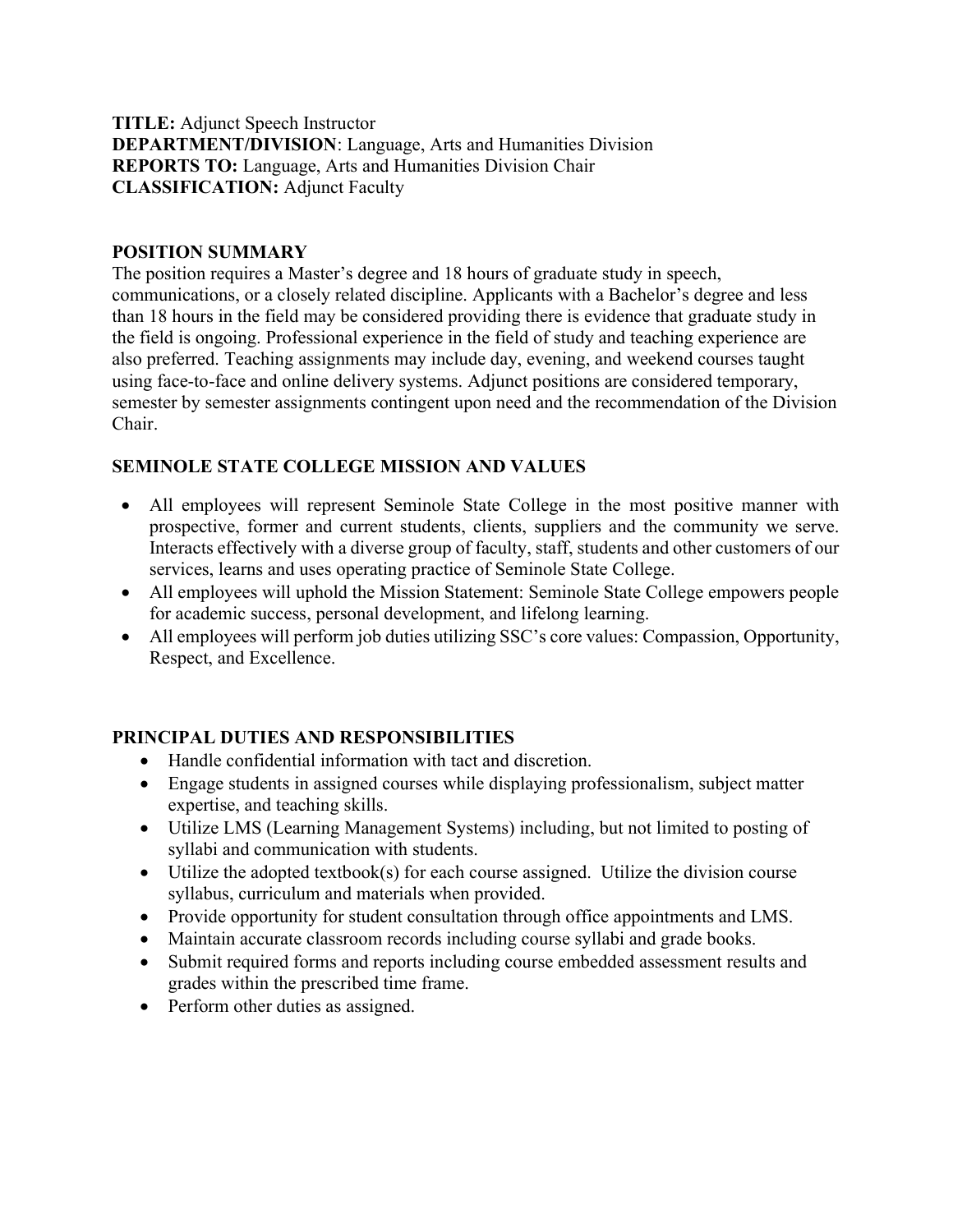**TITLE:** Adjunct Speech Instructor
**DEPARTMENT/DIVISION**: Language, Arts and Humanities Division
**REPORTS TO:** Language, Arts and Humanities Division Chair
**CLASSIFICATION:** Adjunct Faculty

## POSITION SUMMARY

The position requires a Master's degree and 18 hours of graduate study in speech, communications, or a closely related discipline. Applicants with a Bachelor's degree and less than 18 hours in the field may be considered providing there is evidence that graduate study in the field is ongoing. Professional experience in the field of study and teaching experience are also preferred. Teaching assignments may include day, evening, and weekend courses taught using face-to-face and online delivery systems. Adjunct positions are considered temporary, semester by semester assignments contingent upon need and the recommendation of the Division Chair.

## SEMINOLE STATE COLLEGE MISSION AND VALUES

- All employees will represent Seminole State College in the most positive manner with prospective, former and current students, clients, suppliers and the community we serve. Interacts effectively with a diverse group of faculty, staff, students and other customers of our services, learns and uses operating practice of Seminole State College.
- All employees will uphold the Mission Statement: Seminole State College empowers people for academic success, personal development, and lifelong learning.
- All employees will perform job duties utilizing SSC's core values: Compassion, Opportunity, Respect, and Excellence.

## PRINCIPAL DUTIES AND RESPONSIBILITIES

- Handle confidential information with tact and discretion.
- Engage students in assigned courses while displaying professionalism, subject matter expertise, and teaching skills.
- Utilize LMS (Learning Management Systems) including, but not limited to posting of syllabi and communication with students.
- Utilize the adopted textbook(s) for each course assigned. Utilize the division course syllabus, curriculum and materials when provided.
- Provide opportunity for student consultation through office appointments and LMS.
- Maintain accurate classroom records including course syllabi and grade books.
- Submit required forms and reports including course embedded assessment results and grades within the prescribed time frame.
- Perform other duties as assigned.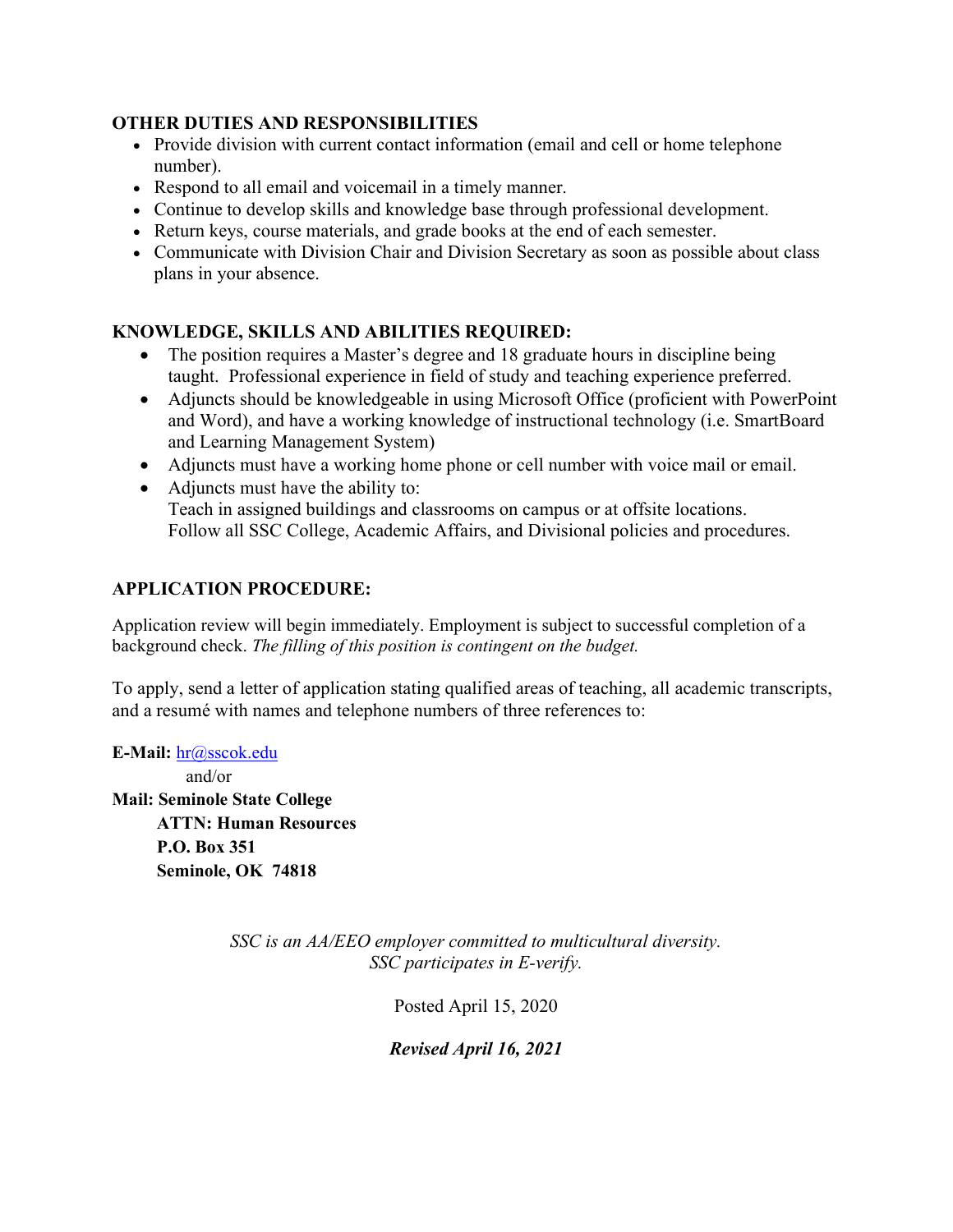## OTHER DUTIES AND RESPONSIBILITIES

- Provide division with current contact information (email and cell or home telephone number).
- Respond to all email and voicemail in a timely manner.
- Continue to develop skills and knowledge base through professional development.
- Return keys, course materials, and grade books at the end of each semester.
- Communicate with Division Chair and Division Secretary as soon as possible about class plans in your absence.

## KNOWLEDGE, SKILLS AND ABILITIES REQUIRED:

- The position requires a Master's degree and 18 graduate hours in discipline being taught. Professional experience in field of study and teaching experience preferred.
- Adjuncts should be knowledgeable in using Microsoft Office (proficient with PowerPoint and Word), and have a working knowledge of instructional technology (i.e. SmartBoard and Learning Management System)
- Adjuncts must have a working home phone or cell number with voice mail or email.
- Adjuncts must have the ability to:
  Teach in assigned buildings and classrooms on campus or at offsite locations.
  Follow all SSC College, Academic Affairs, and Divisional policies and procedures.

## APPLICATION PROCEDURE:

Application review will begin immediately. Employment is subject to successful completion of a background check. *The filling of this position is contingent on the budget.*

To apply, send a letter of application stating qualified areas of teaching, all academic transcripts, and a resumé with names and telephone numbers of three references to:

**E-Mail:** hr@sscok.edu
and/or
**Mail: Seminole State College**
**ATTN: Human Resources**
**P.O. Box 351**
**Seminole, OK 74818**

*SSC is an AA/EEO employer committed to multicultural diversity.*
*SSC participates in E-verify.*

Posted April 15, 2020

***Revised April 16, 2021***